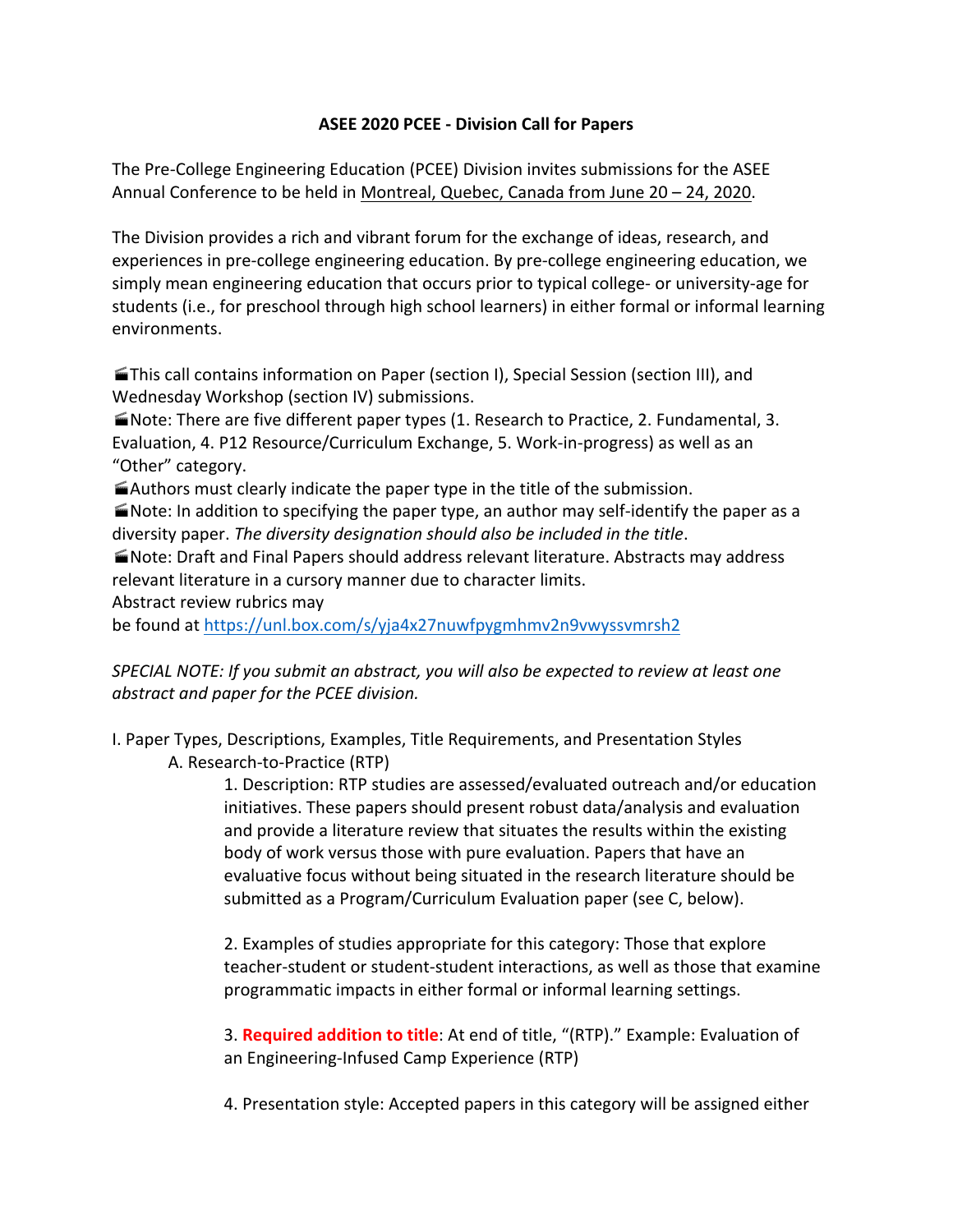# ASEE 2020 PCEE - Division Call for Papers

The Pre-College Engineering Education (PCEE) Division invites submissions for the ASEE Annual Conference to be held in Montreal, Quebec, Canada from June 20 – 24, 2020.

The Division provides a rich and vibrant forum for the exchange of ideas, research, and experiences in pre-college engineering education. By pre-college engineering education, we simply mean engineering education that occurs prior to typical college- or university-age for students (i.e., for preschool through high school learners) in either formal or informal learning environments.

🎬This call contains information on Paper (section I), Special Session (section III), and Wednesday Workshop (section IV) submissions.
🎬Note: There are five different paper types (1. Research to Practice, 2. Fundamental, 3. Evaluation, 4. P12 Resource/Curriculum Exchange, 5. Work-in-progress) as well as an "Other" category.
🎬Authors must clearly indicate the paper type in the title of the submission.
🎬Note: In addition to specifying the paper type, an author may self-identify the paper as a diversity paper. *The diversity designation should also be included in the title*.
🎬Note: Draft and Final Papers should address relevant literature. Abstracts may address relevant literature in a cursory manner due to character limits.
Abstract review rubrics may be found at https://unl.box.com/s/yja4x27nuwfpygmhmv2n9vwyssvmrsh2

*SPECIAL NOTE: If you submit an abstract, you will also be expected to review at least one abstract and paper for the PCEE division.*

I. Paper Types, Descriptions, Examples, Title Requirements, and Presentation Styles

A. Research-to-Practice (RTP)

1. Description: RTP studies are assessed/evaluated outreach and/or education initiatives. These papers should present robust data/analysis and evaluation and provide a literature review that situates the results within the existing body of work versus those with pure evaluation. Papers that have an evaluative focus without being situated in the research literature should be submitted as a Program/Curriculum Evaluation paper (see C, below).

2. Examples of studies appropriate for this category: Those that explore teacher-student or student-student interactions, as well as those that examine programmatic impacts in either formal or informal learning settings.

3. **Required addition to title**: At end of title, "(RTP)." Example: Evaluation of an Engineering-Infused Camp Experience (RTP)

4. Presentation style: Accepted papers in this category will be assigned either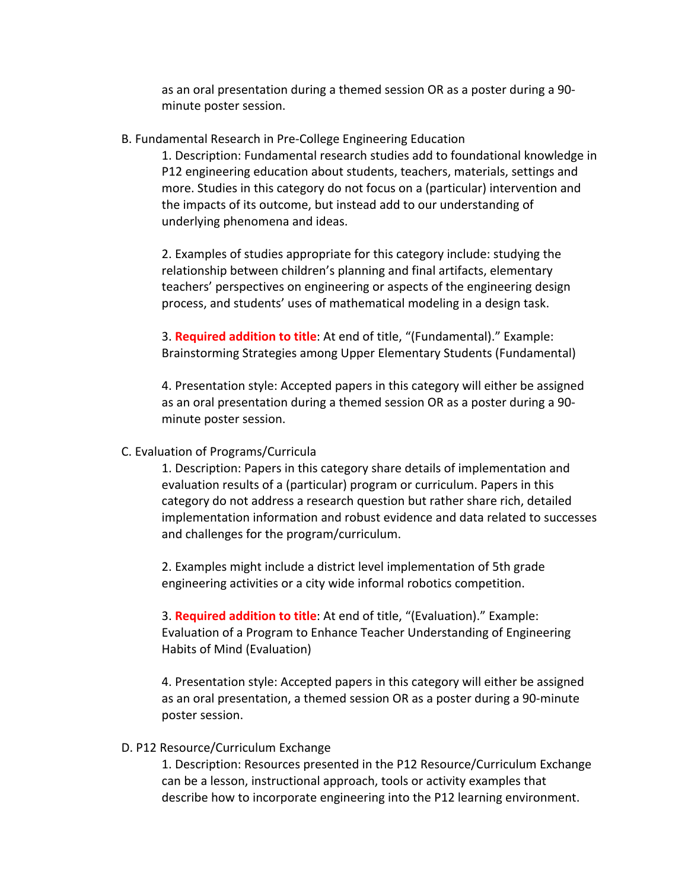as an oral presentation during a themed session OR as a poster during a 90-minute poster session.

B. Fundamental Research in Pre-College Engineering Education

1. Description: Fundamental research studies add to foundational knowledge in P12 engineering education about students, teachers, materials, settings and more. Studies in this category do not focus on a (particular) intervention and the impacts of its outcome, but instead add to our understanding of underlying phenomena and ideas.

2. Examples of studies appropriate for this category include: studying the relationship between children's planning and final artifacts, elementary teachers' perspectives on engineering or aspects of the engineering design process, and students' uses of mathematical modeling in a design task.

3. **Required addition to title**: At end of title, "(Fundamental)." Example: Brainstorming Strategies among Upper Elementary Students (Fundamental)

4. Presentation style: Accepted papers in this category will either be assigned as an oral presentation during a themed session OR as a poster during a 90-minute poster session.

C. Evaluation of Programs/Curricula

1. Description: Papers in this category share details of implementation and evaluation results of a (particular) program or curriculum. Papers in this category do not address a research question but rather share rich, detailed implementation information and robust evidence and data related to successes and challenges for the program/curriculum.

2. Examples might include a district level implementation of 5th grade engineering activities or a city wide informal robotics competition.

3. **Required addition to title**: At end of title, "(Evaluation)." Example: Evaluation of a Program to Enhance Teacher Understanding of Engineering Habits of Mind (Evaluation)

4. Presentation style: Accepted papers in this category will either be assigned as an oral presentation, a themed session OR as a poster during a 90-minute poster session.

D. P12 Resource/Curriculum Exchange

1. Description: Resources presented in the P12 Resource/Curriculum Exchange can be a lesson, instructional approach, tools or activity examples that describe how to incorporate engineering into the P12 learning environment.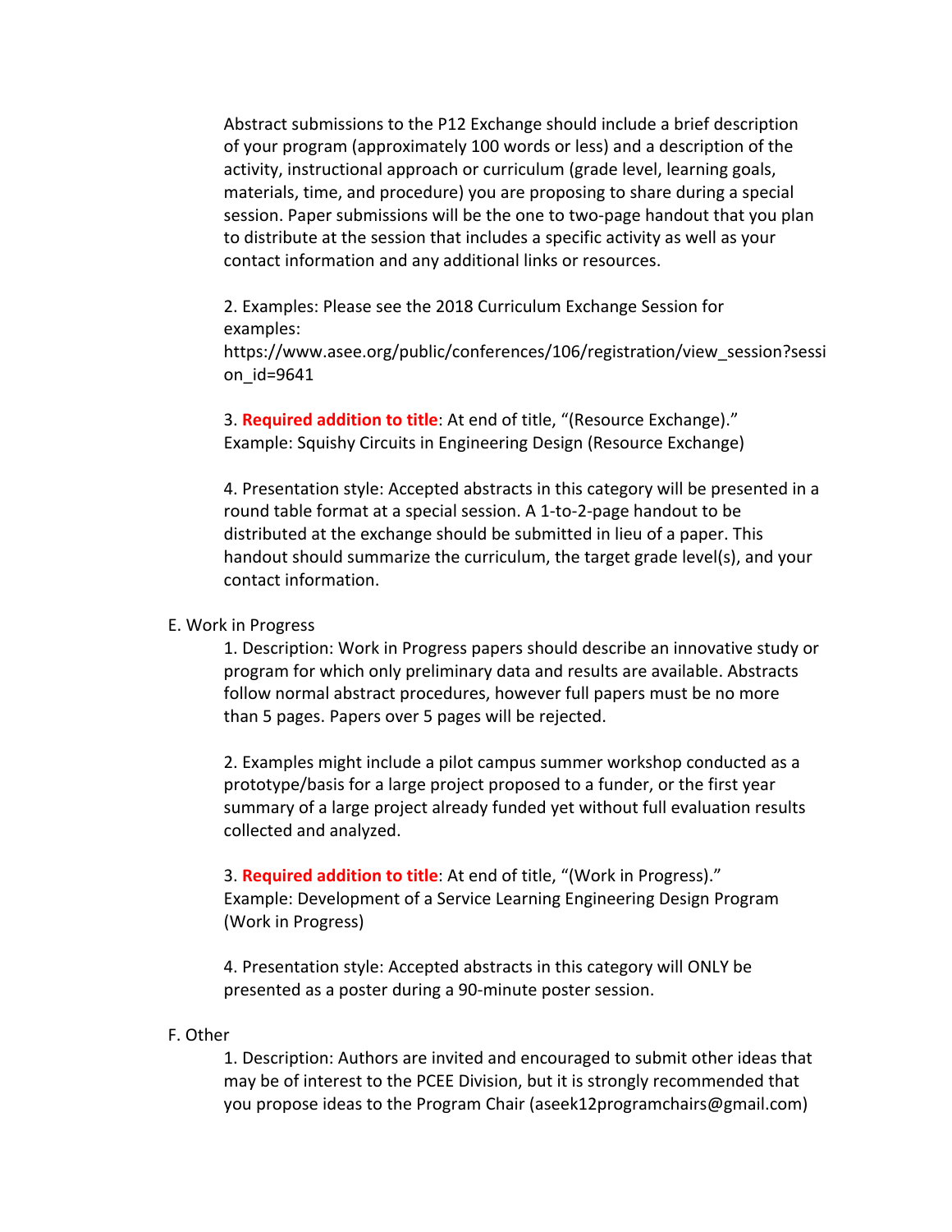Abstract submissions to the P12 Exchange should include a brief description of your program (approximately 100 words or less) and a description of the activity, instructional approach or curriculum (grade level, learning goals, materials, time, and procedure) you are proposing to share during a special session. Paper submissions will be the one to two-page handout that you plan to distribute at the session that includes a specific activity as well as your contact information and any additional links or resources.

2. Examples: Please see the 2018 Curriculum Exchange Session for examples: https://www.asee.org/public/conferences/106/registration/view_session?session_id=9641

3. **Required addition to title**: At end of title, "(Resource Exchange)." Example: Squishy Circuits in Engineering Design (Resource Exchange)

4. Presentation style: Accepted abstracts in this category will be presented in a round table format at a special session. A 1-to-2-page handout to be distributed at the exchange should be submitted in lieu of a paper. This handout should summarize the curriculum, the target grade level(s), and your contact information.

E. Work in Progress

1. Description: Work in Progress papers should describe an innovative study or program for which only preliminary data and results are available. Abstracts follow normal abstract procedures, however full papers must be no more than 5 pages. Papers over 5 pages will be rejected.

2. Examples might include a pilot campus summer workshop conducted as a prototype/basis for a large project proposed to a funder, or the first year summary of a large project already funded yet without full evaluation results collected and analyzed.

3. **Required addition to title**: At end of title, "(Work in Progress)." Example: Development of a Service Learning Engineering Design Program (Work in Progress)

4. Presentation style: Accepted abstracts in this category will ONLY be presented as a poster during a 90-minute poster session.

F. Other

1. Description: Authors are invited and encouraged to submit other ideas that may be of interest to the PCEE Division, but it is strongly recommended that you propose ideas to the Program Chair (aseek12programchairs@gmail.com)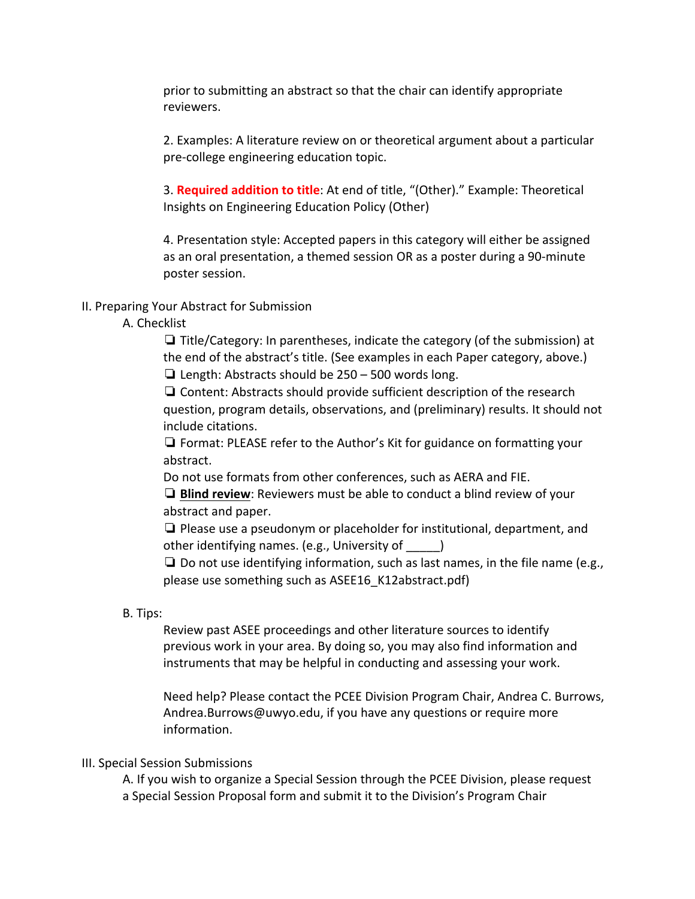prior to submitting an abstract so that the chair can identify appropriate reviewers.

2. Examples: A literature review on or theoretical argument about a particular pre-college engineering education topic.

3. **Required addition to title**: At end of title, "(Other)." Example: Theoretical Insights on Engineering Education Policy (Other)

4. Presentation style: Accepted papers in this category will either be assigned as an oral presentation, a themed session OR as a poster during a 90-minute poster session.

II. Preparing Your Abstract for Submission

A. Checklist

❏ Title/Category: In parentheses, indicate the category (of the submission) at the end of the abstract's title. (See examples in each Paper category, above.)

❏ Length: Abstracts should be 250 – 500 words long.

❏ Content: Abstracts should provide sufficient description of the research question, program details, observations, and (preliminary) results. It should not include citations.

❏ Format: PLEASE refer to the Author's Kit for guidance on formatting your abstract.

Do not use formats from other conferences, such as AERA and FIE.

❏ **Blind review**: Reviewers must be able to conduct a blind review of your abstract and paper.

❏ Please use a pseudonym or placeholder for institutional, department, and other identifying names. (e.g., University of _____)

❏ Do not use identifying information, such as last names, in the file name (e.g., please use something such as ASEE16_K12abstract.pdf)

B. Tips:

Review past ASEE proceedings and other literature sources to identify previous work in your area. By doing so, you may also find information and instruments that may be helpful in conducting and assessing your work.

Need help? Please contact the PCEE Division Program Chair, Andrea C. Burrows, Andrea.Burrows@uwyo.edu, if you have any questions or require more information.

III. Special Session Submissions

A. If you wish to organize a Special Session through the PCEE Division, please request a Special Session Proposal form and submit it to the Division's Program Chair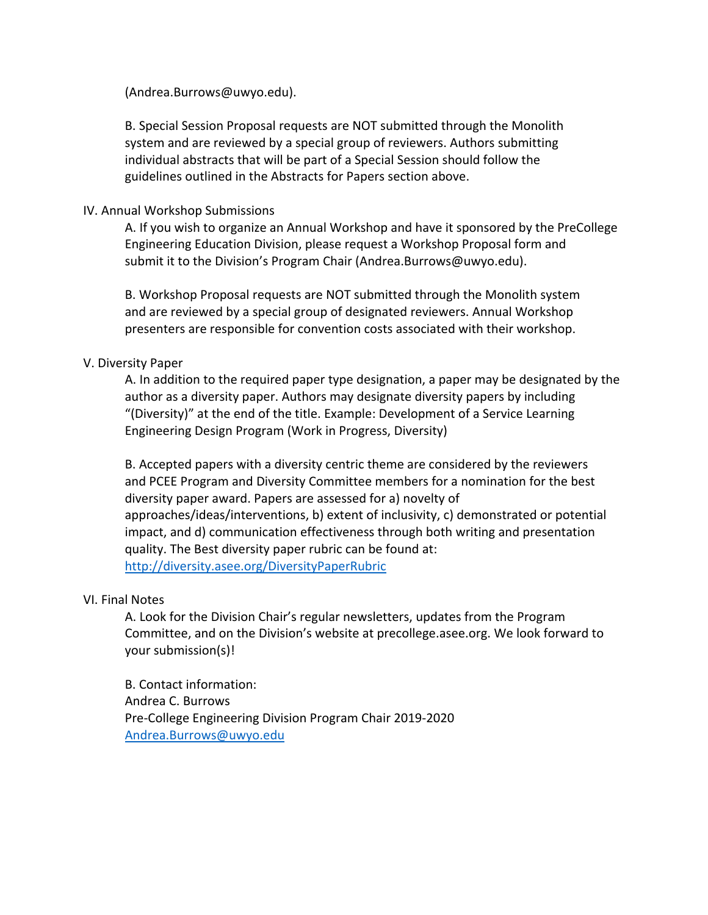(Andrea.Burrows@uwyo.edu).

B. Special Session Proposal requests are NOT submitted through the Monolith system and are reviewed by a special group of reviewers. Authors submitting individual abstracts that will be part of a Special Session should follow the guidelines outlined in the Abstracts for Papers section above.

IV. Annual Workshop Submissions

A. If you wish to organize an Annual Workshop and have it sponsored by the PreCollege Engineering Education Division, please request a Workshop Proposal form and submit it to the Division's Program Chair (Andrea.Burrows@uwyo.edu).

B. Workshop Proposal requests are NOT submitted through the Monolith system and are reviewed by a special group of designated reviewers. Annual Workshop presenters are responsible for convention costs associated with their workshop.

V. Diversity Paper

A. In addition to the required paper type designation, a paper may be designated by the author as a diversity paper. Authors may designate diversity papers by including "(Diversity)" at the end of the title. Example: Development of a Service Learning Engineering Design Program (Work in Progress, Diversity)

B. Accepted papers with a diversity centric theme are considered by the reviewers and PCEE Program and Diversity Committee members for a nomination for the best diversity paper award. Papers are assessed for a) novelty of approaches/ideas/interventions, b) extent of inclusivity, c) demonstrated or potential impact, and d) communication effectiveness through both writing and presentation quality. The Best diversity paper rubric can be found at: [http://diversity.asee.org/DiversityPaperRubric](http://diversity.asee.org/DiversityPaperRubric)

VI. Final Notes

A. Look for the Division Chair's regular newsletters, updates from the Program Committee, and on the Division's website at precollege.asee.org. We look forward to your submission(s)!

B. Contact information:
Andrea C. Burrows
Pre-College Engineering Division Program Chair 2019-2020
[Andrea.Burrows@uwyo.edu](mailto:Andrea.Burrows@uwyo.edu)